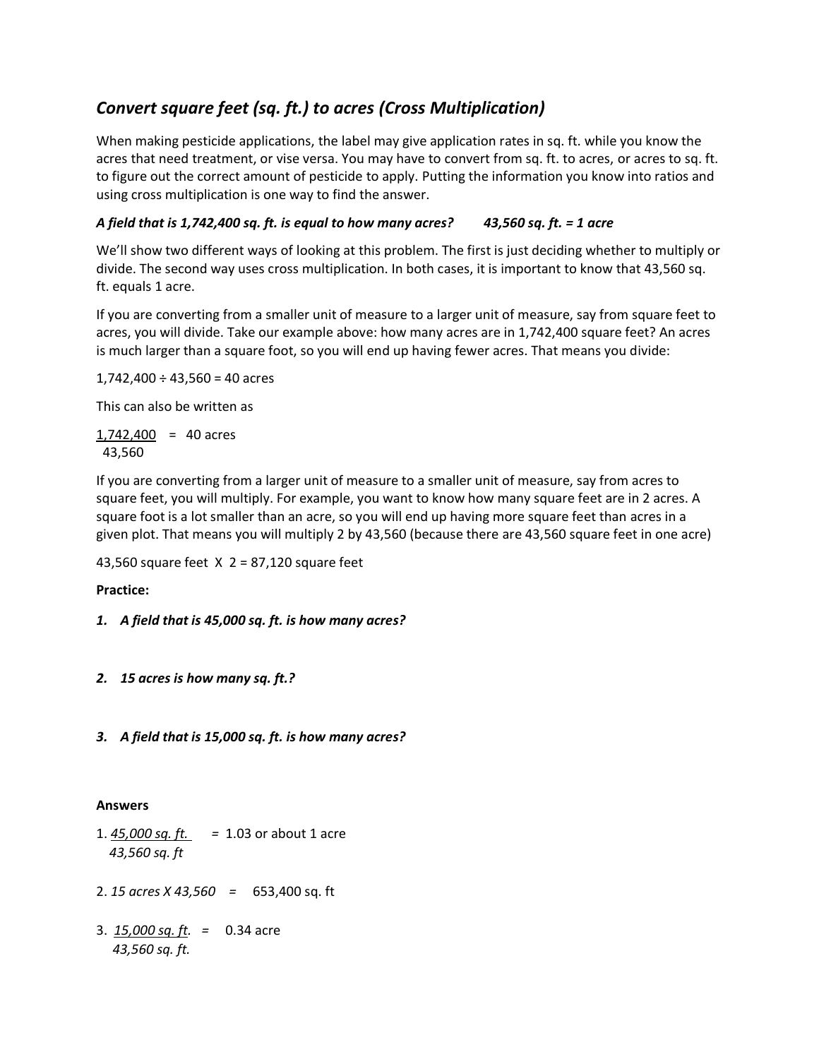## *Convert square feet (sq. ft.) to acres (Cross Multiplication)*

When making pesticide applications, the label may give application rates in sq. ft. while you know the acres that need treatment, or vise versa. You may have to convert from sq. ft. to acres, or acres to sq. ft. to figure out the correct amount of pesticide to apply. Putting the information you know into ratios and using cross multiplication is one way to find the answer.

***A field that is 1,742,400 sq. ft. is equal to how many acres?*** ***43,560 sq. ft. = 1 acre***

We'll show two different ways of looking at this problem. The first is just deciding whether to multiply or divide. The second way uses cross multiplication. In both cases, it is important to know that 43,560 sq. ft. equals 1 acre.

If you are converting from a smaller unit of measure to a larger unit of measure, say from square feet to acres, you will divide. Take our example above: how many acres are in 1,742,400 square feet? An acres is much larger than a square foot, so you will end up having fewer acres. That means you divide:

$1{,}742{,}400 \div 43{,}560 = 40$ acres

This can also be written as

$$\frac{1{,}742{,}400}{43{,}560} = 40 \text{ acres}$$

If you are converting from a larger unit of measure to a smaller unit of measure, say from acres to square feet, you will multiply. For example, you want to know how many square feet are in 2 acres. A square foot is a lot smaller than an acre, so you will end up having more square feet than acres in a given plot. That means you will multiply 2 by 43,560 (because there are 43,560 square feet in one acre)

43,560 square feet X 2 = 87,120 square feet

**Practice:**

1. ***A field that is 45,000 sq. ft. is how many acres?***

2. ***15 acres is how many sq. ft.?***

3. ***A field that is 15,000 sq. ft. is how many acres?***

**Answers**

1. $\frac{45{,}000 \text{ sq. ft.}}{43{,}560 \text{ sq. ft}}$ = 1.03 or about 1 acre

2. *15 acres X 43,560* = 653,400 sq. ft

3. $\frac{15{,}000 \text{ sq. ft.}}{43{,}560 \text{ sq. ft.}}$ = 0.34 acre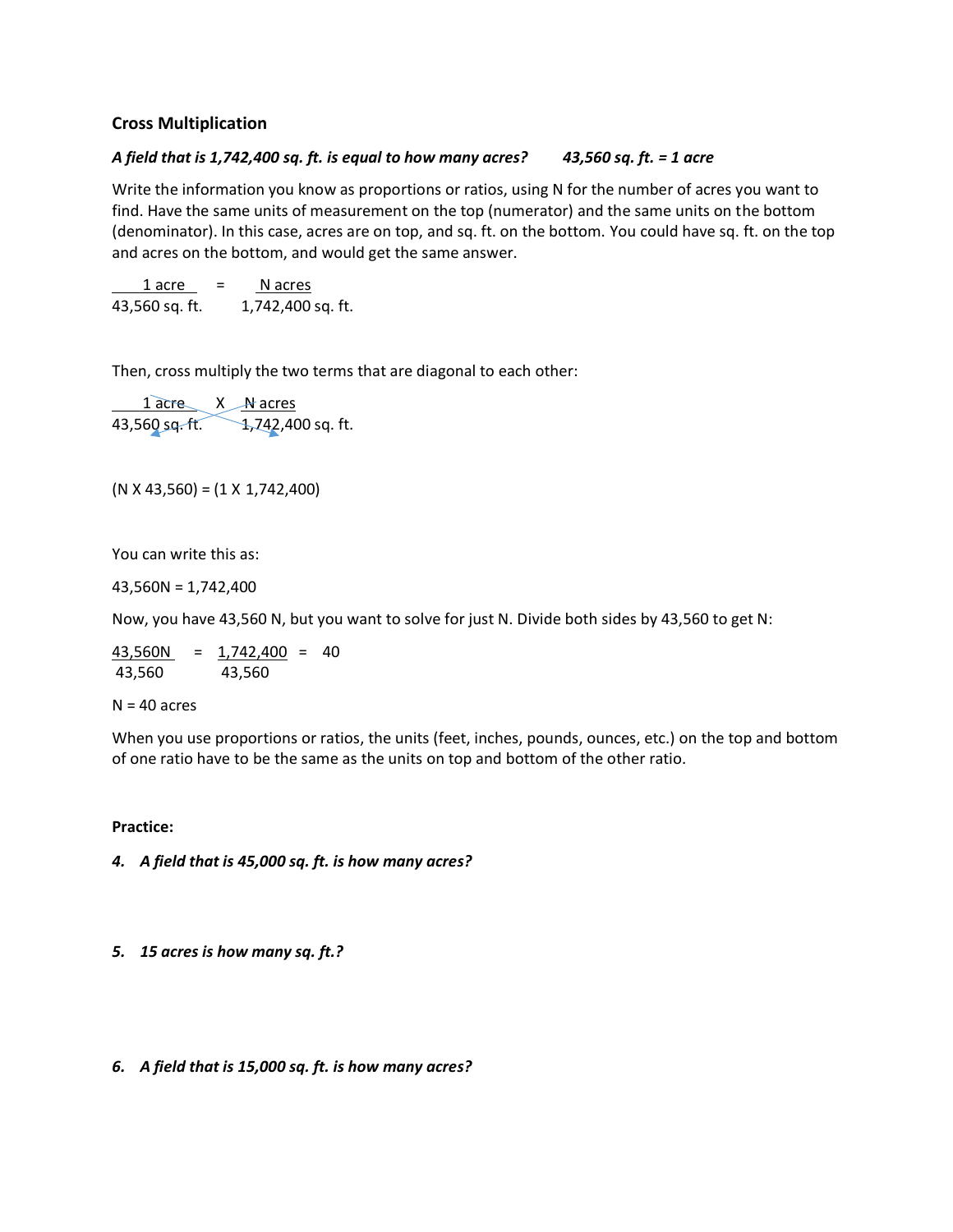## Cross Multiplication

***A field that is 1,742,400 sq. ft. is equal to how many acres?*** ***43,560 sq. ft. = 1 acre***

Write the information you know as proportions or ratios, using N for the number of acres you want to find. Have the same units of measurement on the top (numerator) and the same units on the bottom (denominator). In this case, acres are on top, and sq. ft. on the bottom. You could have sq. ft. on the top and acres on the bottom, and would get the same answer.

$$\frac{1 \text{ acre}}{43{,}560 \text{ sq. ft.}} = \frac{N \text{ acres}}{1{,}742{,}400 \text{ sq. ft.}}$$

Then, cross multiply the two terms that are diagonal to each other:

$$\frac{1 \text{ acre}}{43{,}560 \text{ sq. ft.}} \times \frac{N \text{ acres}}{1{,}742{,}400 \text{ sq. ft.}}$$

$(N \times 43{,}560) = (1 \times 1{,}742{,}400)$

You can write this as:

$43{,}560N = 1{,}742{,}400$

Now, you have 43,560 N, but you want to solve for just N. Divide both sides by 43,560 to get N:

$$\frac{43{,}560N}{43{,}560} = \frac{1{,}742{,}400}{43{,}560} = 40$$

N = 40 acres

When you use proportions or ratios, the units (feet, inches, pounds, ounces, etc.) on the top and bottom of one ratio have to be the same as the units on top and bottom of the other ratio.

**Practice:**

4. ***A field that is 45,000 sq. ft. is how many acres?***

5. ***15 acres is how many sq. ft.?***

6. ***A field that is 15,000 sq. ft. is how many acres?***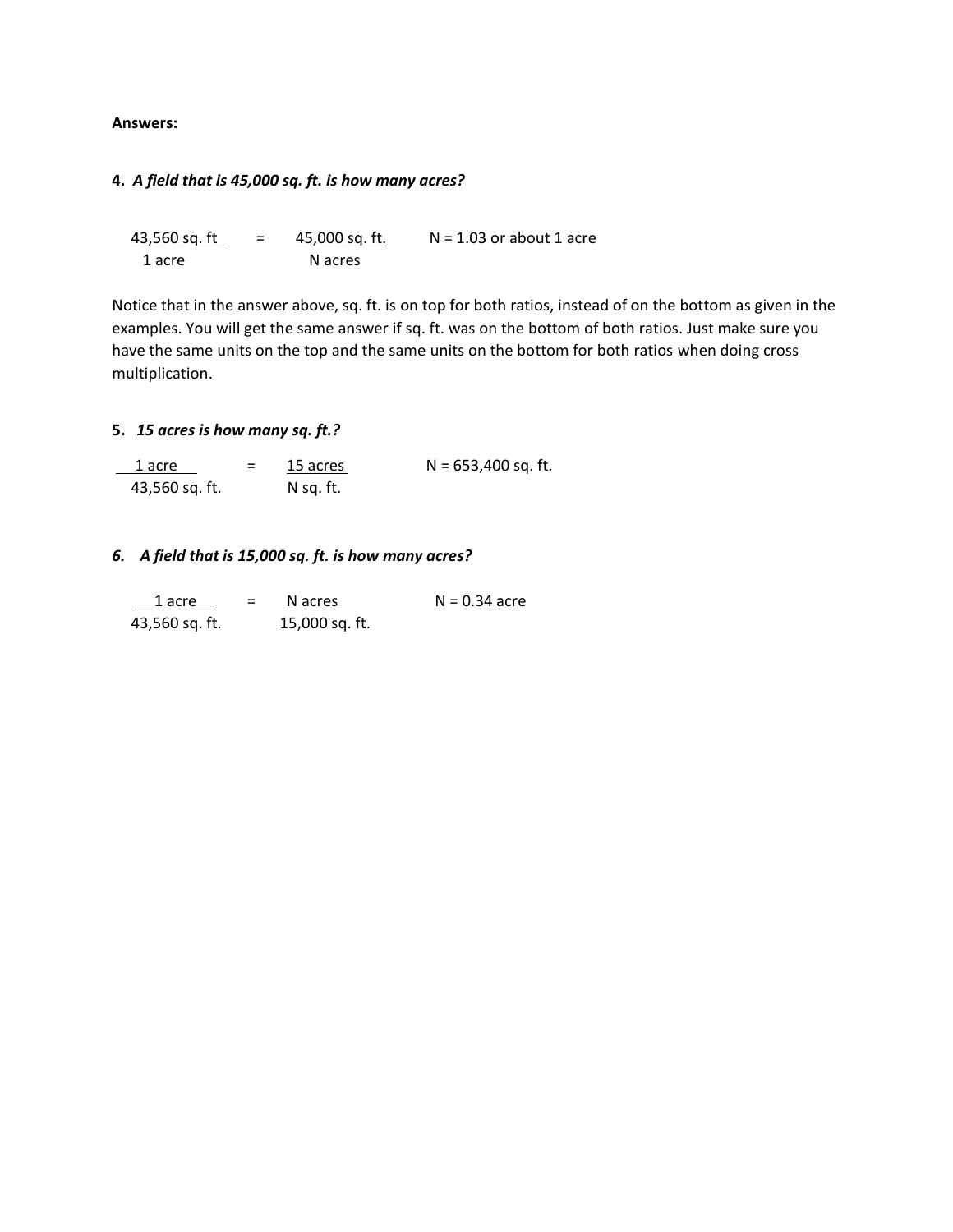**Answers:**

**4.** ***A field that is 45,000 sq. ft. is how many acres?***

$$\frac{43{,}560 \text{ sq. ft}}{1 \text{ acre}} = \frac{45{,}000 \text{ sq. ft.}}{N \text{ acres}} \qquad N = 1.03 \text{ or about 1 acre}$$

Notice that in the answer above, sq. ft. is on top for both ratios, instead of on the bottom as given in the examples. You will get the same answer if sq. ft. was on the bottom of both ratios. Just make sure you have the same units on the top and the same units on the bottom for both ratios when doing cross multiplication.

**5.** ***15 acres is how many sq. ft.?***

$$\frac{1 \text{ acre}}{43{,}560 \text{ sq. ft.}} = \frac{15 \text{ acres}}{N \text{ sq. ft.}} \qquad N = 653{,}400 \text{ sq. ft.}$$

***6. A field that is 15,000 sq. ft. is how many acres?***

$$\frac{1 \text{ acre}}{43{,}560 \text{ sq. ft.}} = \frac{N \text{ acres}}{15{,}000 \text{ sq. ft.}} \qquad N = 0.34 \text{ acre}$$